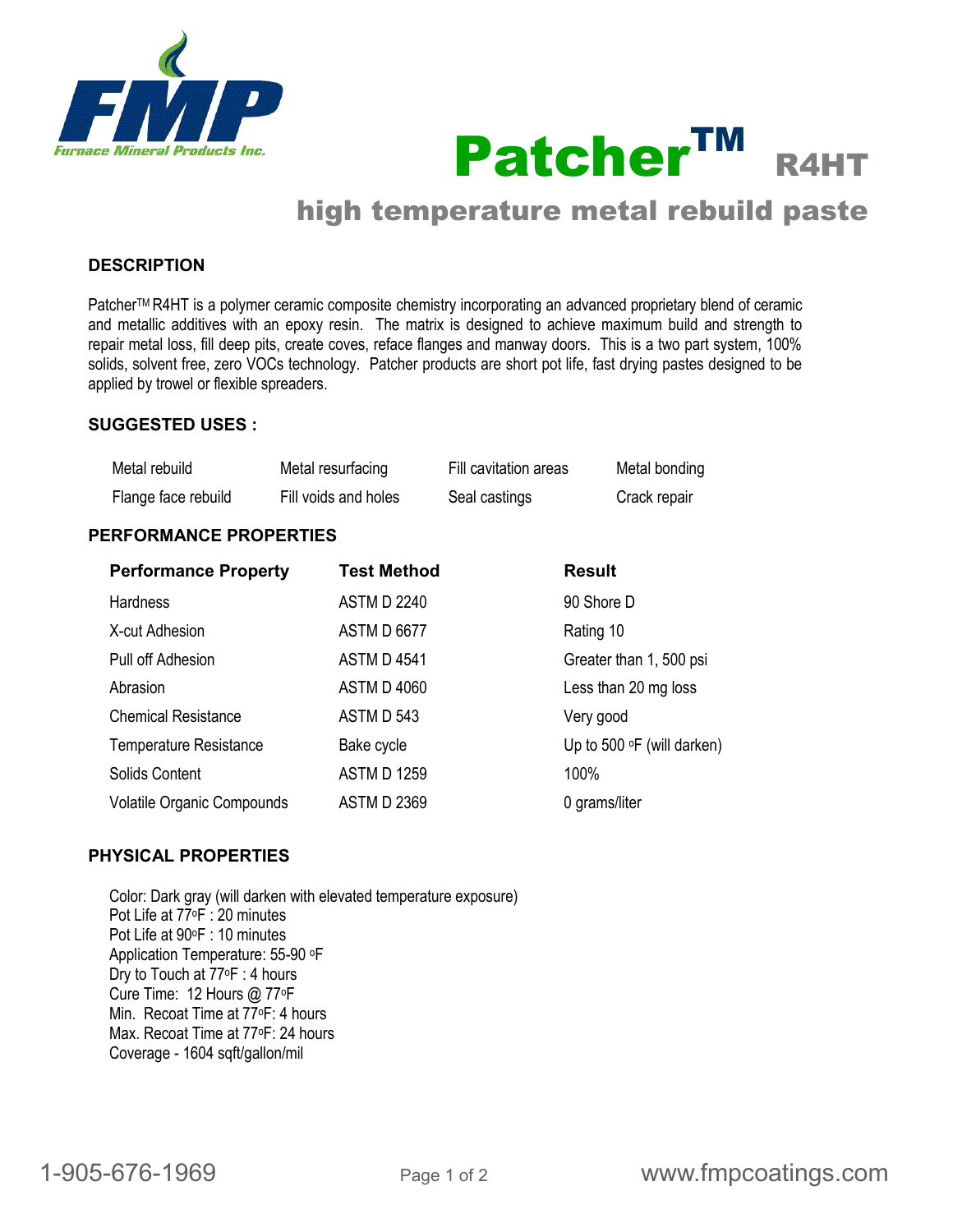Furnace Mineral Products Inc.

# Patcher™ R4HT

## high temperature metal rebuild paste

### DESCRIPTION

Patcher™ R4HT is a polymer ceramic composite chemistry incorporating an advanced proprietary blend of ceramic and metallic additives with an epoxy resin. The matrix is designed to achieve maximum build and strength to repair metal loss, fill deep pits, create coves, reface flanges and manway doors. This is a two part system, 100% solids, solvent free, zero VOCs technology. Patcher products are short pot life, fast drying pastes designed to be applied by trowel or flexible spreaders.

### SUGGESTED USES :

| | | | |
|---|---|---|---|
| Metal rebuild | Metal resurfacing | Fill cavitation areas | Metal bonding |
| Flange face rebuild | Fill voids and holes | Seal castings | Crack repair |

### PERFORMANCE PROPERTIES

| Performance Property | Test Method | Result |
|---|---|---|
| Hardness | ASTM D 2240 | 90 Shore D |
| X-cut Adhesion | ASTM D 6677 | Rating 10 |
| Pull off Adhesion | ASTM D 4541 | Greater than 1, 500 psi |
| Abrasion | ASTM D 4060 | Less than 20 mg loss |
| Chemical Resistance | ASTM D 543 | Very good |
| Temperature Resistance | Bake cycle | Up to 500 °F (will darken) |
| Solids Content | ASTM D 1259 | 100% |
| Volatile Organic Compounds | ASTM D 2369 | 0 grams/liter |

### PHYSICAL PROPERTIES

Color: Dark gray (will darken with elevated temperature exposure)
Pot Life at 77°F : 20 minutes
Pot Life at 90°F : 10 minutes
Application Temperature: 55-90 °F
Dry to Touch at 77°F : 4 hours
Cure Time: 12 Hours @ 77°F
Min. Recoat Time at 77°F: 4 hours
Max. Recoat Time at 77°F: 24 hours
Coverage - 1604 sqft/gallon/mil

1-905-676-1969 www.fmpcoatings.com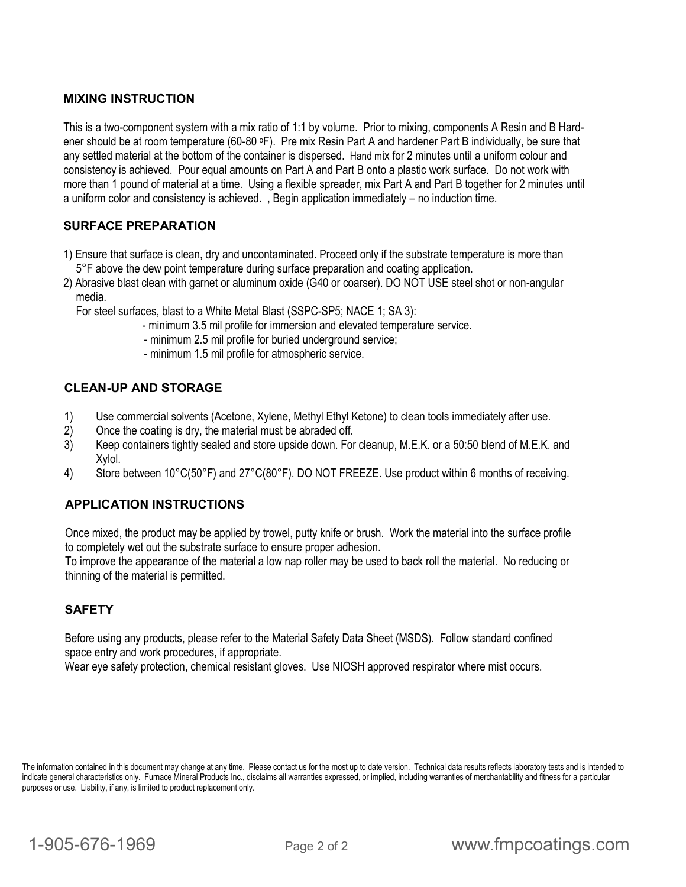## MIXING INSTRUCTION

This is a two-component system with a mix ratio of 1:1 by volume. Prior to mixing, components A Resin and B Hardener should be at room temperature (60-80 °F). Pre mix Resin Part A and hardener Part B individually, be sure that any settled material at the bottom of the container is dispersed. Hand mix for 2 minutes until a uniform colour and consistency is achieved. Pour equal amounts on Part A and Part B onto a plastic work surface. Do not work with more than 1 pound of material at a time. Using a flexible spreader, mix Part A and Part B together for 2 minutes until a uniform color and consistency is achieved. , Begin application immediately – no induction time.

## SURFACE PREPARATION

1) Ensure that surface is clean, dry and uncontaminated. Proceed only if the substrate temperature is more than 5°F above the dew point temperature during surface preparation and coating application.
2) Abrasive blast clean with garnet or aluminum oxide (G40 or coarser). DO NOT USE steel shot or non-angular media.

   For steel surfaces, blast to a White Metal Blast (SSPC-SP5; NACE 1; SA 3):

   - minimum 3.5 mil profile for immersion and elevated temperature service.
   - minimum 2.5 mil profile for buried underground service;
   - minimum 1.5 mil profile for atmospheric service.

## CLEAN-UP AND STORAGE

1) Use commercial solvents (Acetone, Xylene, Methyl Ethyl Ketone) to clean tools immediately after use.
2) Once the coating is dry, the material must be abraded off.
3) Keep containers tightly sealed and store upside down. For cleanup, M.E.K. or a 50:50 blend of M.E.K. and Xylol.
4) Store between 10°C(50°F) and 27°C(80°F). DO NOT FREEZE. Use product within 6 months of receiving.

## APPLICATION INSTRUCTIONS

Once mixed, the product may be applied by trowel, putty knife or brush. Work the material into the surface profile to completely wet out the substrate surface to ensure proper adhesion.
To improve the appearance of the material a low nap roller may be used to back roll the material. No reducing or thinning of the material is permitted.

## SAFETY

Before using any products, please refer to the Material Safety Data Sheet (MSDS). Follow standard confined space entry and work procedures, if appropriate.
Wear eye safety protection, chemical resistant gloves. Use NIOSH approved respirator where mist occurs.

The information contained in this document may change at any time. Please contact us for the most up to date version. Technical data results reflects laboratory tests and is intended to indicate general characteristics only. Furnace Mineral Products Inc., disclaims all warranties expressed, or implied, including warranties of merchantability and fitness for a particular purposes or use. Liability, if any, is limited to product replacement only.

1-905-676-1969 www.fmpcoatings.com